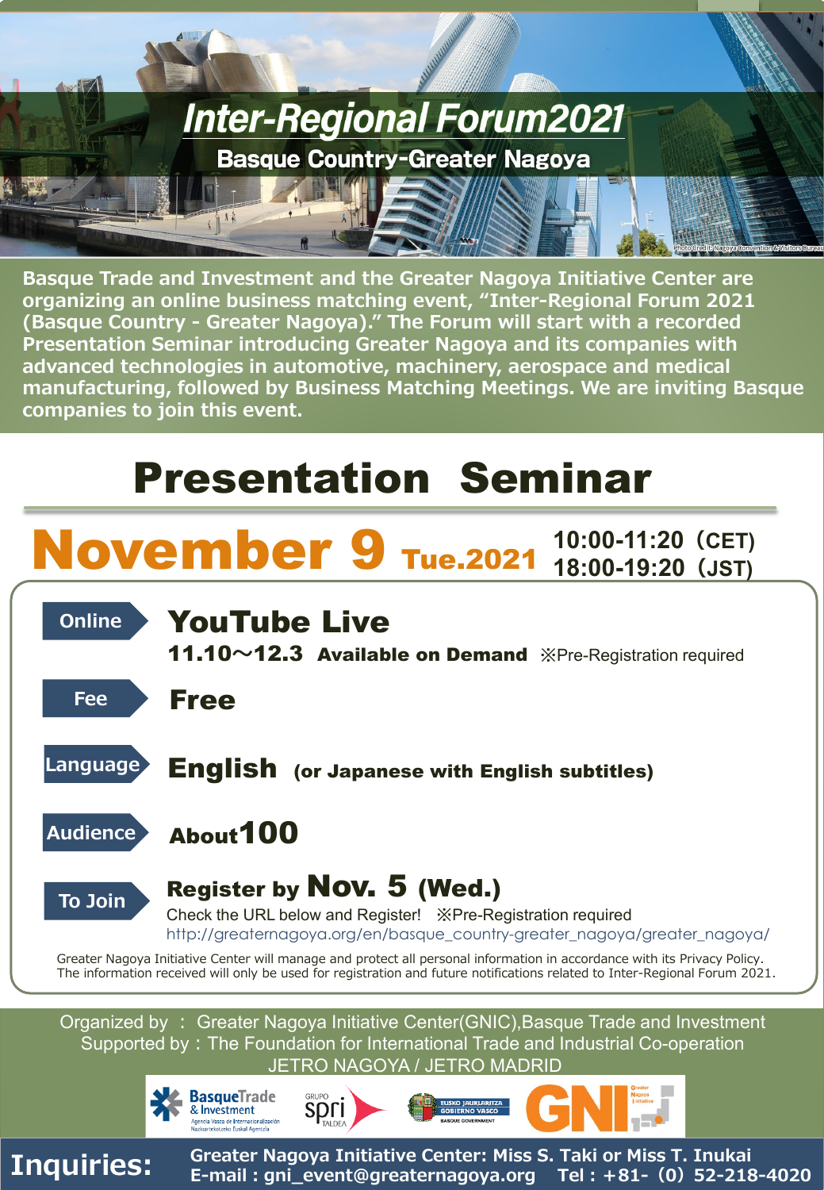# Inter-Regional Forum2021

## Basque Country-Greater Nagoya

Photo Credit: Nagoya Convention & Visitors Bureau

Basque Trade and Investment and the Greater Nagoya Initiative Center are organizing an online business matching event, "Inter-Regional Forum 2021 (Basque Country - Greater Nagoya)." The Forum will start with a recorded Presentation Seminar introducing Greater Nagoya and its companies with advanced technologies in automotive, machinery, aerospace and medical manufacturing, followed by Business Matching Meetings. We are inviting Basque companies to join this event.

## Presentation Seminar

**November 9 Tue.2021** 10:00-11:20（CET） 18:00-19:20（JST)

**Online** — **YouTube Live**
**11.10～12.3 Available on Demand** ※Pre-Registration required

**Fee** — **Free**

**Language** — **English** (or Japanese with English subtitles)

**Audience** — **About 100**

**To Join** — **Register by Nov. 5 (Wed.)**
Check the URL below and Register! ※Pre-Registration required
http://greaternagoya.org/en/basque_country-greater_nagoya/greater_nagoya/

Greater Nagoya Initiative Center will manage and protect all personal information in accordance with its Privacy Policy.
The information received will only be used for registration and future notifications related to Inter-Regional Forum 2021.

Organized by ： Greater Nagoya Initiative Center(GNIC),Basque Trade and Investment
Supported by : The Foundation for International Trade and Industrial Co-operation
JETRO NAGOYA / JETRO MADRID

**Inquiries:** Greater Nagoya Initiative Center: Miss S. Taki or Miss T. Inukai
E-mail : gni_event@greaternagoya.org Tel : +81-（0）52-218-4020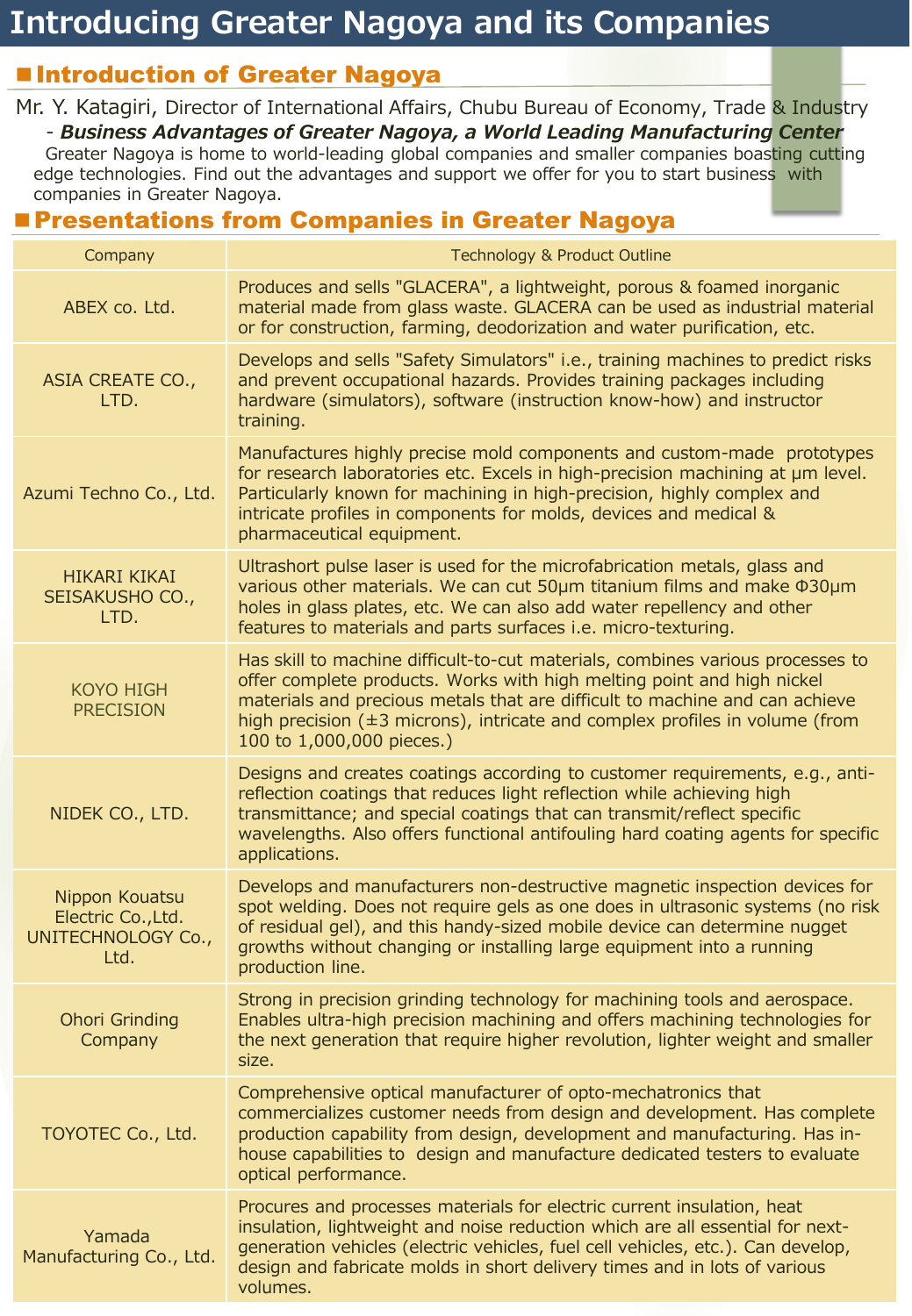# Introducing Greater Nagoya and its Companies

## Introduction of Greater Nagoya

Mr. Y. Katagiri, Director of International Affairs, Chubu Bureau of Economy, Trade & Industry

- ***Business Advantages of Greater Nagoya, a World Leading Manufacturing Center***

Greater Nagoya is home to world-leading global companies and smaller companies boasting cutting edge technologies. Find out the advantages and support we offer for you to start business with companies in Greater Nagoya.

## Presentations from Companies in Greater Nagoya

| Company | Technology & Product Outline |
| --- | --- |
| ABEX co. Ltd. | Produces and sells "GLACERA", a lightweight, porous & foamed inorganic material made from glass waste. GLACERA can be used as industrial material or for construction, farming, deodorization and water purification, etc. |
| ASIA CREATE CO., LTD. | Develops and sells "Safety Simulators" i.e., training machines to predict risks and prevent occupational hazards. Provides training packages including hardware (simulators), software (instruction know-how) and instructor training. |
| Azumi Techno Co., Ltd. | Manufactures highly precise mold components and custom-made prototypes for research laboratories etc. Excels in high-precision machining at μm level. Particularly known for machining in high-precision, highly complex and intricate profiles in components for molds, devices and medical & pharmaceutical equipment. |
| HIKARI KIKAI SEISAKUSHO CO., LTD. | Ultrashort pulse laser is used for the microfabrication metals, glass and various other materials. We can cut 50μm titanium films and make Φ30μm holes in glass plates, etc. We can also add water repellency and other features to materials and parts surfaces i.e. micro-texturing. |
| KOYO HIGH PRECISION | Has skill to machine difficult-to-cut materials, combines various processes to offer complete products. Works with high melting point and high nickel materials and precious metals that are difficult to machine and can achieve high precision (±3 microns), intricate and complex profiles in volume (from 100 to 1,000,000 pieces.) |
| NIDEK CO., LTD. | Designs and creates coatings according to customer requirements, e.g., anti-reflection coatings that reduces light reflection while achieving high transmittance; and special coatings that can transmit/reflect specific wavelengths. Also offers functional antifouling hard coating agents for specific applications. |
| Nippon Kouatsu Electric Co.,Ltd. UNITECHNOLOGY Co., Ltd. | Develops and manufacturers non-destructive magnetic inspection devices for spot welding. Does not require gels as one does in ultrasonic systems (no risk of residual gel), and this handy-sized mobile device can determine nugget growths without changing or installing large equipment into a running production line. |
| Ohori Grinding Company | Strong in precision grinding technology for machining tools and aerospace. Enables ultra-high precision machining and offers machining technologies for the next generation that require higher revolution, lighter weight and smaller size. |
| TOYOTEC Co., Ltd. | Comprehensive optical manufacturer of opto-mechatronics that commercializes customer needs from design and development. Has complete production capability from design, development and manufacturing. Has in-house capabilities to design and manufacture dedicated testers to evaluate optical performance. |
| Yamada Manufacturing Co., Ltd. | Procures and processes materials for electric current insulation, heat insulation, lightweight and noise reduction which are all essential for next-generation vehicles (electric vehicles, fuel cell vehicles, etc.). Can develop, design and fabricate molds in short delivery times and in lots of various volumes. |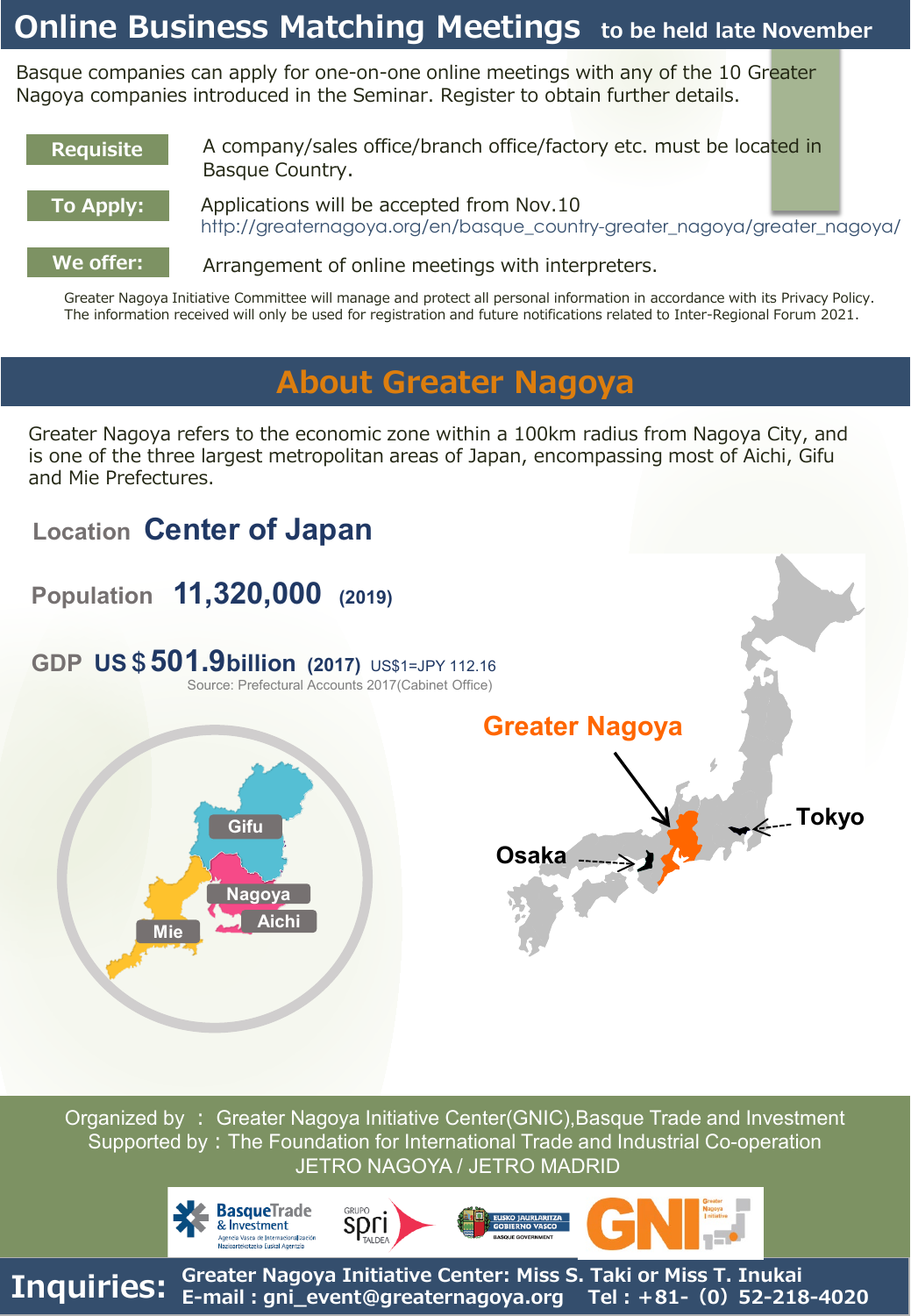# Online Business Matching Meetings to be held late November

Basque companies can apply for one-on-one online meetings with any of the 10 Greater Nagoya companies introduced in the Seminar. Register to obtain further details.

**Requisite** A company/sales office/branch office/factory etc. must be located in Basque Country.

**To Apply:** Applications will be accepted from Nov.10
http://greaternagoya.org/en/basque_country-greater_nagoya/greater_nagoya/

**We offer:** Arrangement of online meetings with interpreters.

Greater Nagoya Initiative Committee will manage and protect all personal information in accordance with its Privacy Policy. The information received will only be used for registration and future notifications related to Inter-Regional Forum 2021.

# About Greater Nagoya

Greater Nagoya refers to the economic zone within a 100km radius from Nagoya City, and is one of the three largest metropolitan areas of Japan, encompassing most of Aichi, Gifu and Mie Prefectures.

**Location** **Center of Japan**

**Population** **11,320,000** (2019)

**GDP** **US$ 501.9billion** (2017) US$1=JPY 112.16

Source: Prefectural Accounts 2017(Cabinet Office)

Gifu
Nagoya
Aichi
Mie

Greater Nagoya
Tokyo
Osaka

Organized by : Greater Nagoya Initiative Center(GNIC),Basque Trade and Investment
Supported by : The Foundation for International Trade and Industrial Co-operation
JETRO NAGOYA / JETRO MADRID

**Inquiries:** Greater Nagoya Initiative Center: Miss S. Taki or Miss T. Inukai
E-mail : gni_event@greaternagoya.org Tel : +81- (0) 52-218-4020